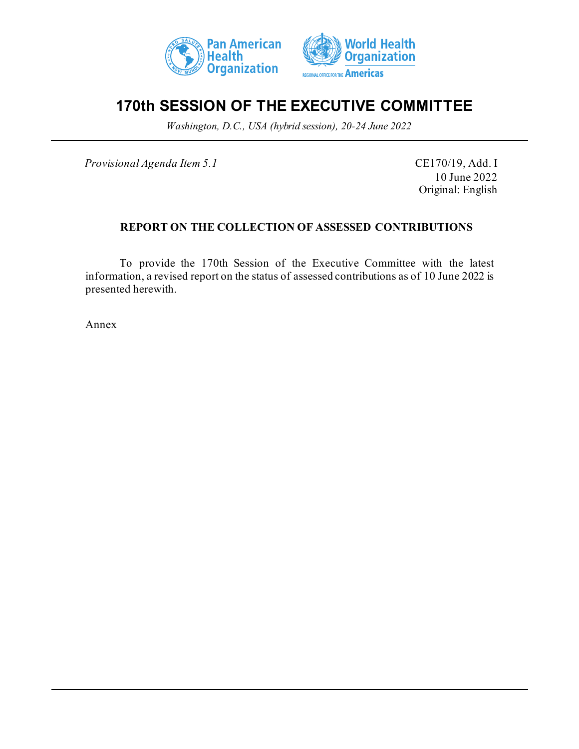# 170th SESSION OF THE EXECUTIVE COMMITTEE

*Washington, D.C., USA (hybrid session), 20-24 June 2022*

*Provisional Agenda Item 5.1*

CE170/19, Add. I
10 June 2022
Original: English

## REPORT ON THE COLLECTION OF ASSESSED CONTRIBUTIONS

To provide the 170th Session of the Executive Committee with the latest information, a revised report on the status of assessed contributions as of 10 June 2022 is presented herewith.

Annex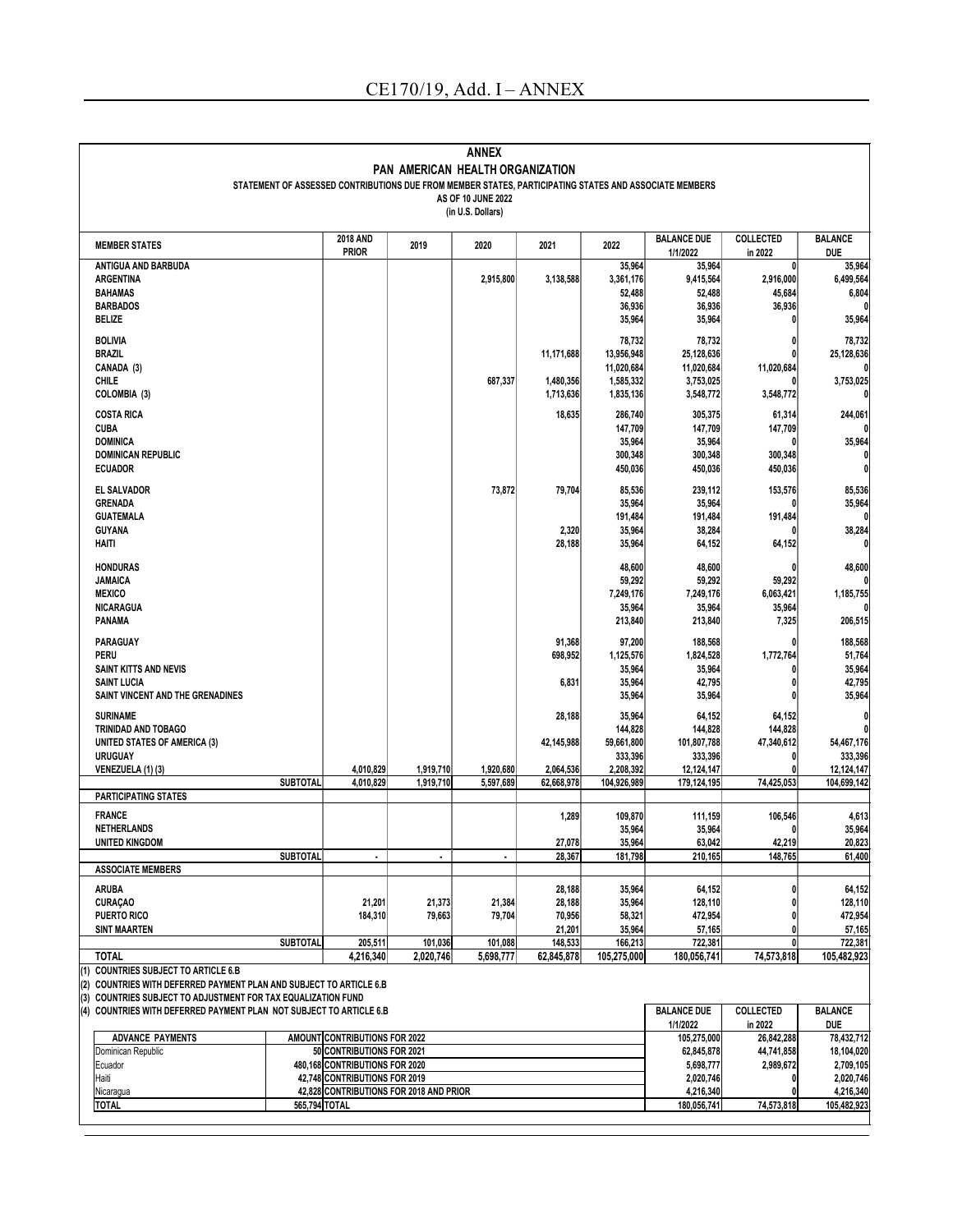# ANNEX

## PAN AMERICAN HEALTH ORGANIZATION

### STATEMENT OF ASSESSED CONTRIBUTIONS DUE FROM MEMBER STATES, PARTICIPATING STATES AND ASSOCIATE MEMBERS

**AS OF 10 JUNE 2022**

(in U.S. Dollars)

| MEMBER STATES | | 2018 AND PRIOR | 2019 | 2020 | 2021 | 2022 | BALANCE DUE 1/1/2022 | COLLECTED in 2022 | BALANCE DUE |
|---|---|---|---|---|---|---|---|---|---|
| ANTIGUA AND BARBUDA | | | | | | 35,964 | 35,964 | 0 | 35,964 |
| ARGENTINA | | | | 2,915,800 | 3,138,588 | 3,361,176 | 9,415,564 | 2,916,000 | 6,499,564 |
| BAHAMAS | | | | | | 52,488 | 52,488 | 45,684 | 6,804 |
| BARBADOS | | | | | | 36,936 | 36,936 | 36,936 | 0 |
| BELIZE | | | | | | 35,964 | 35,964 | 0 | 35,964 |
| BOLIVIA | | | | | | 78,732 | 78,732 | 0 | 78,732 |
| BRAZIL | | | | | 11,171,688 | 13,956,948 | 25,128,636 | 0 | 25,128,636 |
| CANADA (3) | | | | | | 11,020,684 | 11,020,684 | 11,020,684 | 0 |
| CHILE | | | | 687,337 | 1,480,356 | 1,585,332 | 3,753,025 | 0 | 3,753,025 |
| COLOMBIA (3) | | | | | 1,713,636 | 1,835,136 | 3,548,772 | 3,548,772 | 0 |
| COSTA RICA | | | | | 18,635 | 286,740 | 305,375 | 61,314 | 244,061 |
| CUBA | | | | | | 147,709 | 147,709 | 147,709 | 0 |
| DOMINICA | | | | | | 35,964 | 35,964 | 0 | 35,964 |
| DOMINICAN REPUBLIC | | | | | | 300,348 | 300,348 | 300,348 | 0 |
| ECUADOR | | | | | | 450,036 | 450,036 | 450,036 | 0 |
| EL SALVADOR | | | | 73,872 | 79,704 | 85,536 | 239,112 | 153,576 | 85,536 |
| GRENADA | | | | | | 35,964 | 35,964 | 0 | 35,964 |
| GUATEMALA | | | | | | 191,484 | 191,484 | 191,484 | 0 |
| GUYANA | | | | | 2,320 | 35,964 | 38,284 | 0 | 38,284 |
| HAITI | | | | | 28,188 | 35,964 | 64,152 | 64,152 | 0 |
| HONDURAS | | | | | | 48,600 | 48,600 | 0 | 48,600 |
| JAMAICA | | | | | | 59,292 | 59,292 | 59,292 | 0 |
| MEXICO | | | | | | 7,249,176 | 7,249,176 | 6,063,421 | 1,185,755 |
| NICARAGUA | | | | | | 35,964 | 35,964 | 35,964 | 0 |
| PANAMA | | | | | | 213,840 | 213,840 | 7,325 | 206,515 |
| PARAGUAY | | | | | 91,368 | 97,200 | 188,568 | 0 | 188,568 |
| PERU | | | | | 698,952 | 1,125,576 | 1,824,528 | 1,772,764 | 51,764 |
| SAINT KITTS AND NEVIS | | | | | | 35,964 | 35,964 | 0 | 35,964 |
| SAINT LUCIA | | | | | 6,831 | 35,964 | 42,795 | 0 | 42,795 |
| SAINT VINCENT AND THE GRENADINES | | | | | | 35,964 | 35,964 | 0 | 35,964 |
| SURINAME | | | | | 28,188 | 35,964 | 64,152 | 64,152 | 0 |
| TRINIDAD AND TOBAGO | | | | | | 144,828 | 144,828 | 144,828 | 0 |
| UNITED STATES OF AMERICA (3) | | | | | 42,145,988 | 59,661,800 | 101,807,788 | 47,340,612 | 54,467,176 |
| URUGUAY | | | | | | 333,396 | 333,396 | 0 | 333,396 |
| VENEZUELA (1) (3) | | 4,010,829 | 1,919,710 | 1,920,680 | 2,064,536 | 2,208,392 | 12,124,147 | 0 | 12,124,147 |
| | SUBTOTAL | 4,010,829 | 1,919,710 | 5,597,689 | 62,668,978 | 104,926,989 | 179,124,195 | 74,425,053 | 104,699,142 |
| **PARTICIPATING STATES** | | | | | | | | | |
| FRANCE | | | | | 1,289 | 109,870 | 111,159 | 106,546 | 4,613 |
| NETHERLANDS | | | | | | 35,964 | 35,964 | 0 | 35,964 |
| UNITED KINGDOM | | | | | 27,078 | 35,964 | 63,042 | 42,219 | 20,823 |
| | SUBTOTAL | - | - | - | 28,367 | 181,798 | 210,165 | 148,765 | 61,400 |
| **ASSOCIATE MEMBERS** | | | | | | | | | |
| ARUBA | | | | | 28,188 | 35,964 | 64,152 | 0 | 64,152 |
| CURAÇAO | | 21,201 | 21,373 | 21,384 | 28,188 | 35,964 | 128,110 | 0 | 128,110 |
| PUERTO RICO | | 184,310 | 79,663 | 79,704 | 70,956 | 58,321 | 472,954 | 0 | 472,954 |
| SINT MAARTEN | | | | | 21,201 | 35,964 | 57,165 | 0 | 57,165 |
| | SUBTOTAL | 205,511 | 101,036 | 101,088 | 148,533 | 166,213 | 722,381 | 0 | 722,381 |
| **TOTAL** | | 4,216,340 | 2,020,746 | 5,698,777 | 62,845,878 | 105,275,000 | 180,056,741 | 74,573,818 | 105,482,923 |

(1) COUNTRIES SUBJECT TO ARTICLE 6.B
(2) COUNTRIES WITH DEFERRED PAYMENT PLAN AND SUBJECT TO ARTICLE 6.B
(3) COUNTRIES SUBJECT TO ADJUSTMENT FOR TAX EQUALIZATION FUND
(4) COUNTRIES WITH DEFERRED PAYMENT PLAN NOT SUBJECT TO ARTICLE 6.B

| ADVANCE PAYMENTS | AMOUNT |
|---|---|
| Dominican Republic | 50 |
| Ecuador | 480,168 |
| Haiti | 42,748 |
| Nicaragua | 42,828 |
| TOTAL | 565,794 |

| | BALANCE DUE 1/1/2022 | COLLECTED in 2022 | BALANCE DUE |
|---|---|---|---|
| CONTRIBUTIONS FOR 2022 | 105,275,000 | 26,842,288 | 78,432,712 |
| CONTRIBUTIONS FOR 2021 | 62,845,878 | 44,741,858 | 18,104,020 |
| CONTRIBUTIONS FOR 2020 | 5,698,777 | 2,989,672 | 2,709,105 |
| CONTRIBUTIONS FOR 2019 | 2,020,746 | 0 | 2,020,746 |
| CONTRIBUTIONS FOR 2018 AND PRIOR | 4,216,340 | 0 | 4,216,340 |
| TOTAL | 180,056,741 | 74,573,818 | 105,482,923 |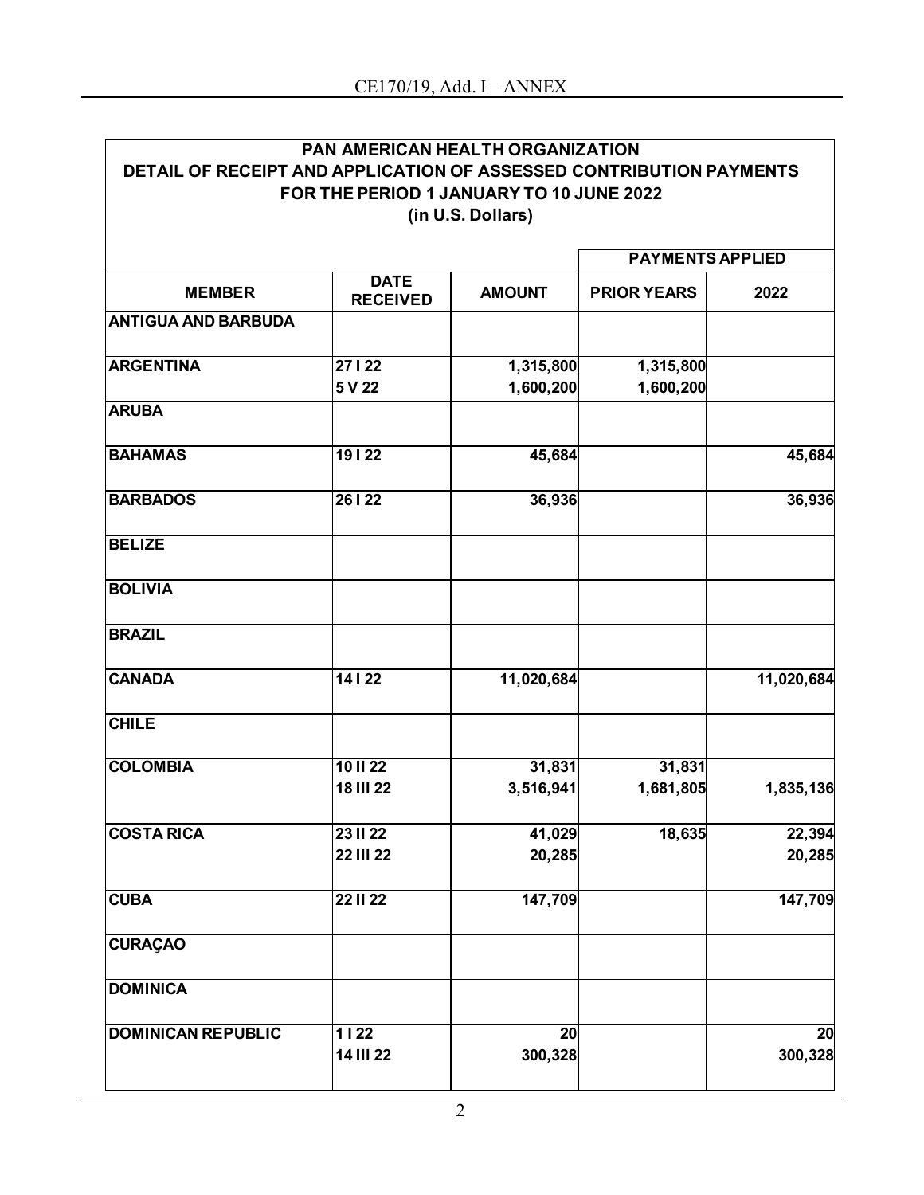**PAN AMERICAN HEALTH ORGANIZATION**
**DETAIL OF RECEIPT AND APPLICATION OF ASSESSED CONTRIBUTION PAYMENTS**
**FOR THE PERIOD 1 JANUARY TO 10 JUNE 2022**
**(in U.S. Dollars)**

| MEMBER | DATE RECEIVED | AMOUNT | PAYMENTS APPLIED | |
|---|---|---|---|---|
| | | | PRIOR YEARS | 2022 |
| ANTIGUA AND BARBUDA | | | | |
| ARGENTINA | 27 I 22 | 1,315,800 | 1,315,800 | |
| | 5 V 22 | 1,600,200 | 1,600,200 | |
| ARUBA | | | | |
| BAHAMAS | 19 I 22 | 45,684 | | 45,684 |
| BARBADOS | 26 I 22 | 36,936 | | 36,936 |
| BELIZE | | | | |
| BOLIVIA | | | | |
| BRAZIL | | | | |
| CANADA | 14 I 22 | 11,020,684 | | 11,020,684 |
| CHILE | | | | |
| COLOMBIA | 10 II 22 | 31,831 | 31,831 | |
| | 18 III 22 | 3,516,941 | 1,681,805 | 1,835,136 |
| COSTA RICA | 23 II 22 | 41,029 | 18,635 | 22,394 |
| | 22 III 22 | 20,285 | | 20,285 |
| CUBA | 22 II 22 | 147,709 | | 147,709 |
| CURAÇAO | | | | |
| DOMINICA | | | | |
| DOMINICAN REPUBLIC | 1 I 22 | 20 | | 20 |
| | 14 III 22 | 300,328 | | 300,328 |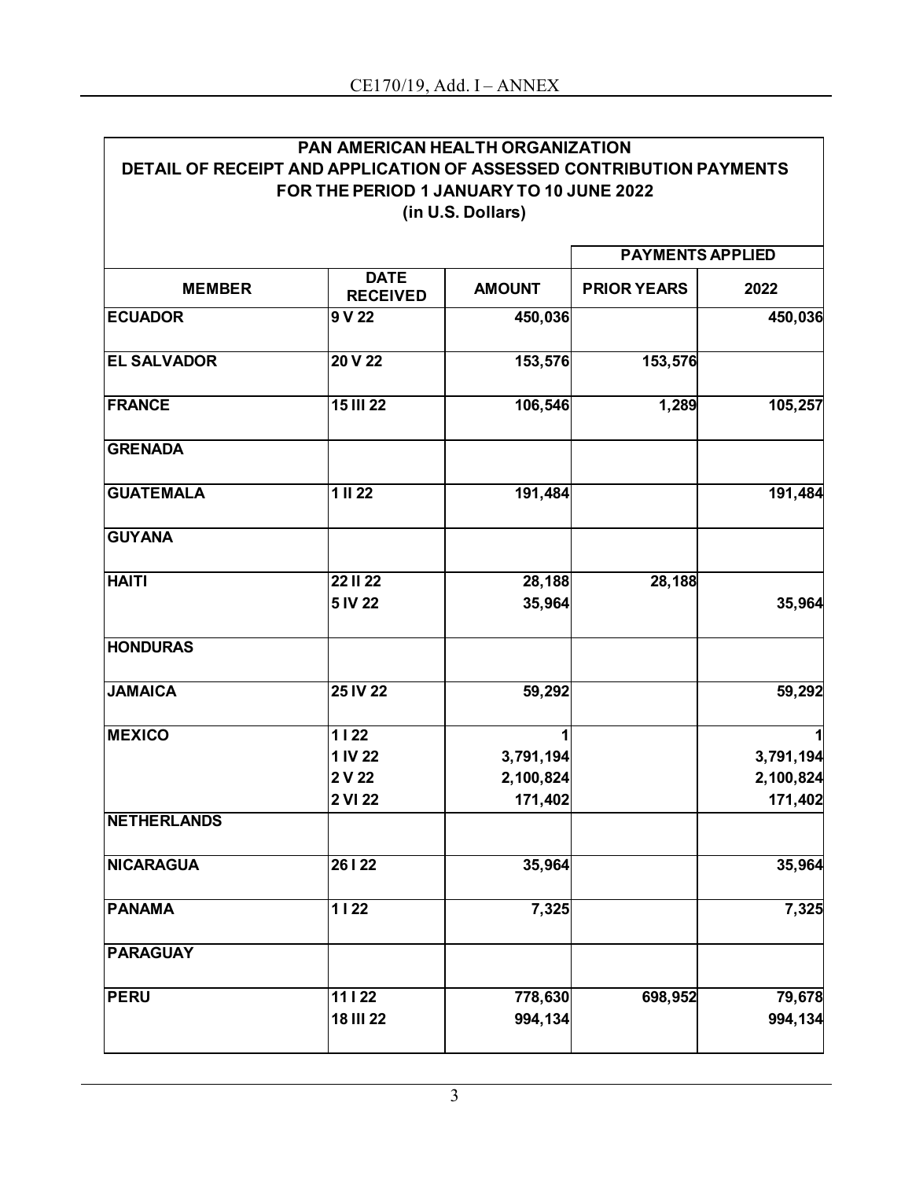**PAN AMERICAN HEALTH ORGANIZATION**
**DETAIL OF RECEIPT AND APPLICATION OF ASSESSED CONTRIBUTION PAYMENTS**
**FOR THE PERIOD 1 JANUARY TO 10 JUNE 2022**
**(in U.S. Dollars)**

| | | | PAYMENTS APPLIED | |
|---|---|---|---|---|
| **MEMBER** | **DATE RECEIVED** | **AMOUNT** | **PRIOR YEARS** | **2022** |
| **ECUADOR** | 9 V 22 | 450,036 | | 450,036 |
| **EL SALVADOR** | 20 V 22 | 153,576 | 153,576 | |
| **FRANCE** | 15 III 22 | 106,546 | 1,289 | 105,257 |
| **GRENADA** | | | | |
| **GUATEMALA** | 1 II 22 | 191,484 | | 191,484 |
| **GUYANA** | | | | |
| **HAITI** | 22 II 22 | 28,188 | 28,188 | |
| | 5 IV 22 | 35,964 | | 35,964 |
| **HONDURAS** | | | | |
| **JAMAICA** | 25 IV 22 | 59,292 | | 59,292 |
| **MEXICO** | 1 I 22 | 1 | | 1 |
| | 1 IV 22 | 3,791,194 | | 3,791,194 |
| | 2 V 22 | 2,100,824 | | 2,100,824 |
| | 2 VI 22 | 171,402 | | 171,402 |
| **NETHERLANDS** | | | | |
| **NICARAGUA** | 26 I 22 | 35,964 | | 35,964 |
| **PANAMA** | 1 I 22 | 7,325 | | 7,325 |
| **PARAGUAY** | | | | |
| **PERU** | 11 I 22 | 778,630 | 698,952 | 79,678 |
| | 18 III 22 | 994,134 | | 994,134 |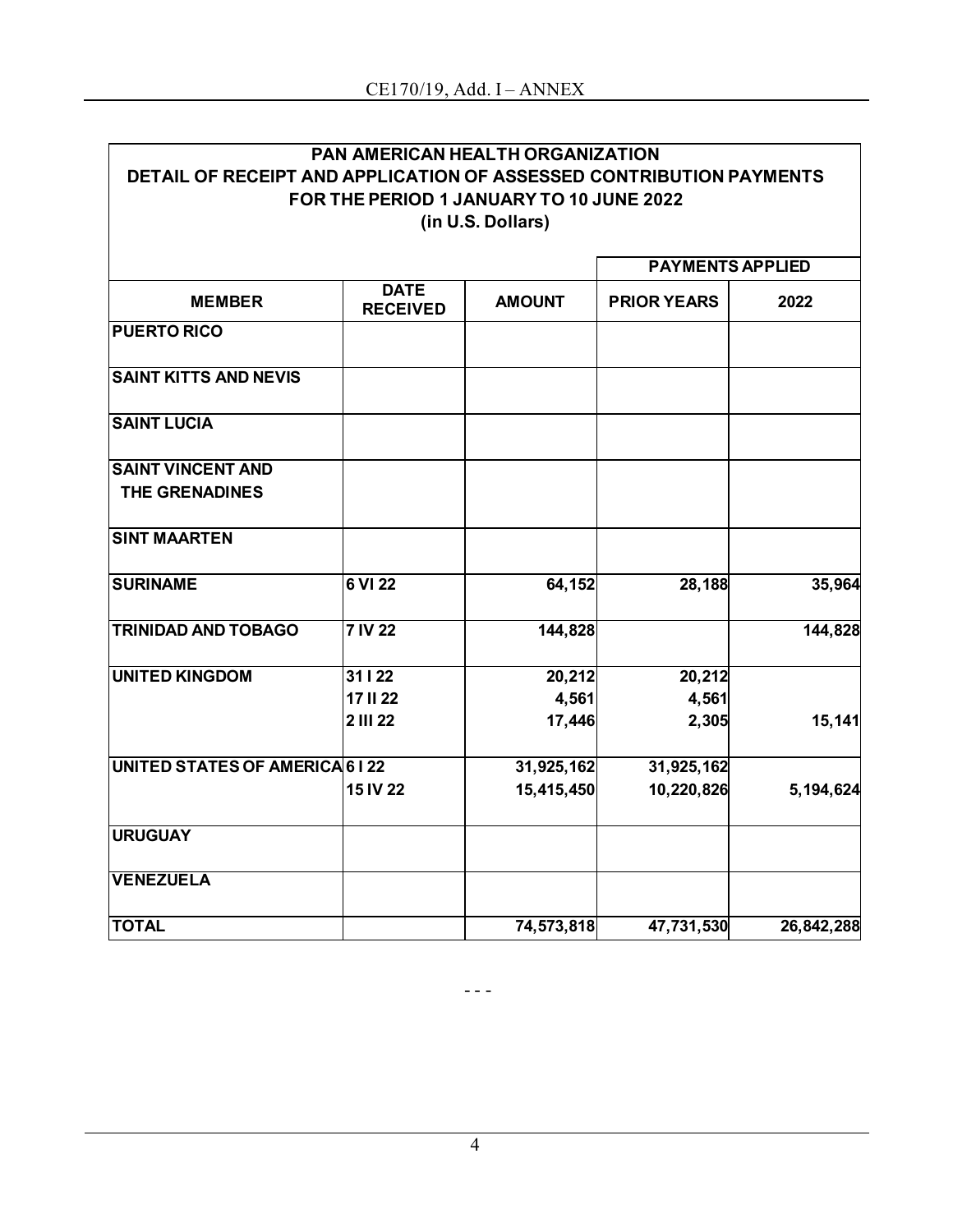| PAN AMERICAN HEALTH ORGANIZATION<br>DETAIL OF RECEIPT AND APPLICATION OF ASSESSED CONTRIBUTION PAYMENTS<br>FOR THE PERIOD 1 JANUARY TO 10 JUNE 2022<br>(in U.S. Dollars) | | | | |
|---|---|---|---|---|
| | | | PAYMENTS APPLIED | |
| **MEMBER** | **DATE RECEIVED** | **AMOUNT** | **PRIOR YEARS** | **2022** |
| **PUERTO RICO** | | | | |
| **SAINT KITTS AND NEVIS** | | | | |
| **SAINT LUCIA** | | | | |
| **SAINT VINCENT AND THE GRENADINES** | | | | |
| **SINT MAARTEN** | | | | |
| **SURINAME** | 6 VI 22 | 64,152 | 28,188 | 35,964 |
| **TRINIDAD AND TOBAGO** | 7 IV 22 | 144,828 | | 144,828 |
| **UNITED KINGDOM** | 31 I 22 | 20,212 | 20,212 | |
| | 17 II 22 | 4,561 | 4,561 | |
| | 2 III 22 | 17,446 | 2,305 | 15,141 |
| **UNITED STATES OF AMERICA** | 6 I 22 | 31,925,162 | 31,925,162 | |
| | 15 IV 22 | 15,415,450 | 10,220,826 | 5,194,624 |
| **URUGUAY** | | | | |
| **VENEZUELA** | | | | |
| **TOTAL** | | 74,573,818 | 47,731,530 | 26,842,288 |

- - -